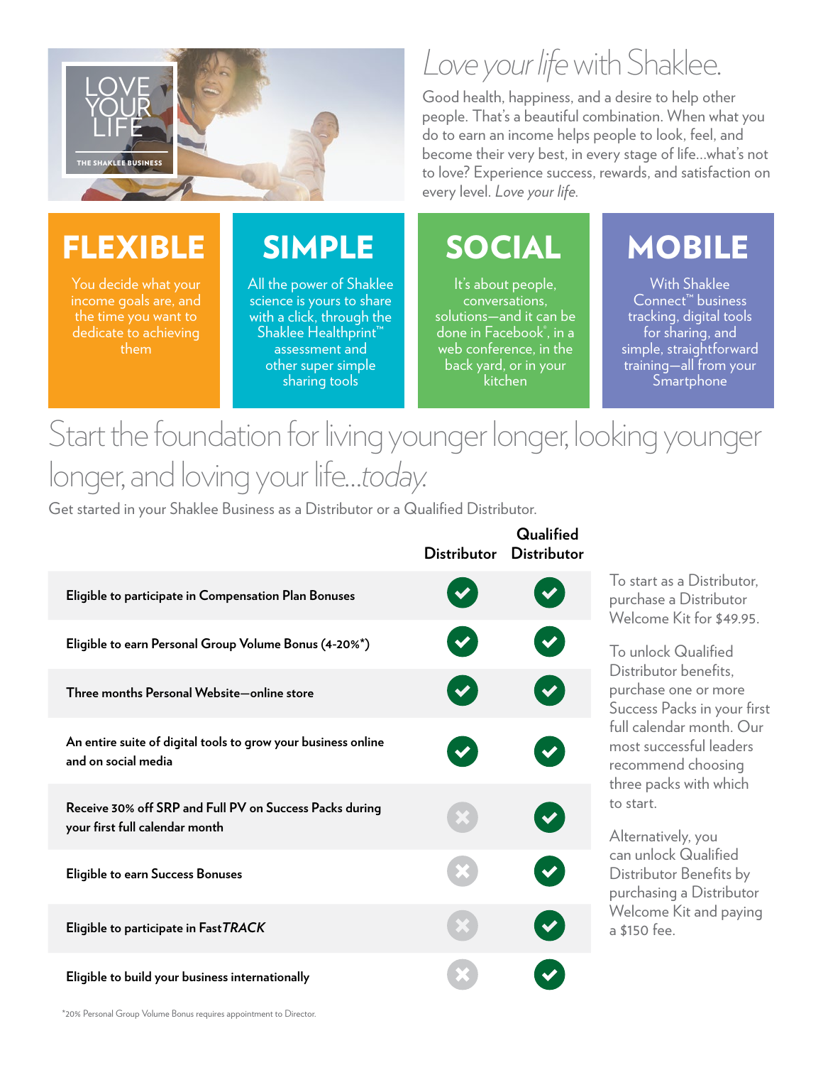LOVE YOUR LIFE

THE SHAKLEE BUSINESS

# *Love your life* with Shaklee.

Good health, happiness, and a desire to help other people. That's a beautiful combination. When what you do to earn an income helps people to look, feel, and become their very best, in every stage of life...what's not to love? Experience success, rewards, and satisfaction on every level. *Love your life.*

## FLEXIBLE

You decide what your income goals are, and the time you want to dedicate to achieving them

## SIMPLE

All the power of Shaklee science is yours to share with a click, through the Shaklee Healthprint™ assessment and other super simple sharing tools

## SOCIAL

It's about people, conversations, solutions—and it can be done in Facebook®, in a web conference, in the back yard, or in your kitchen

## MOBILE

With Shaklee Connect™ business tracking, digital tools for sharing, and simple, straightforward training—all from your Smartphone

# Start the foundation for living younger longer, looking younger longer, and loving your life...*today.*

Get started in your Shaklee Business as a Distributor or a Qualified Distributor.

| | Distributor | Qualified Distributor |
|---|---|---|
| **Eligible to participate in Compensation Plan Bonuses** | ✓ | ✓ |
| **Eligible to earn Personal Group Volume Bonus (4-20%*)** | ✓ | ✓ |
| **Three months Personal Website—online store** | ✓ | ✓ |
| **An entire suite of digital tools to grow your business online and on social media** | ✓ | ✓ |
| **Receive 30% off SRP and Full PV on Success Packs during your first full calendar month** | ✗ | ✓ |
| **Eligible to earn Success Bonuses** | ✗ | ✓ |
| **Eligible to participate in Fast*TRACK*** | ✗ | ✓ |
| **Eligible to build your business internationally** | ✗ | ✓ |

To start as a Distributor, purchase a Distributor Welcome Kit for $49.95.

To unlock Qualified Distributor benefits, purchase one or more Success Packs in your first full calendar month. Our most successful leaders recommend choosing three packs with which to start.

Alternatively, you can unlock Qualified Distributor Benefits by purchasing a Distributor Welcome Kit and paying a $150 fee.

*20% Personal Group Volume Bonus requires appointment to Director.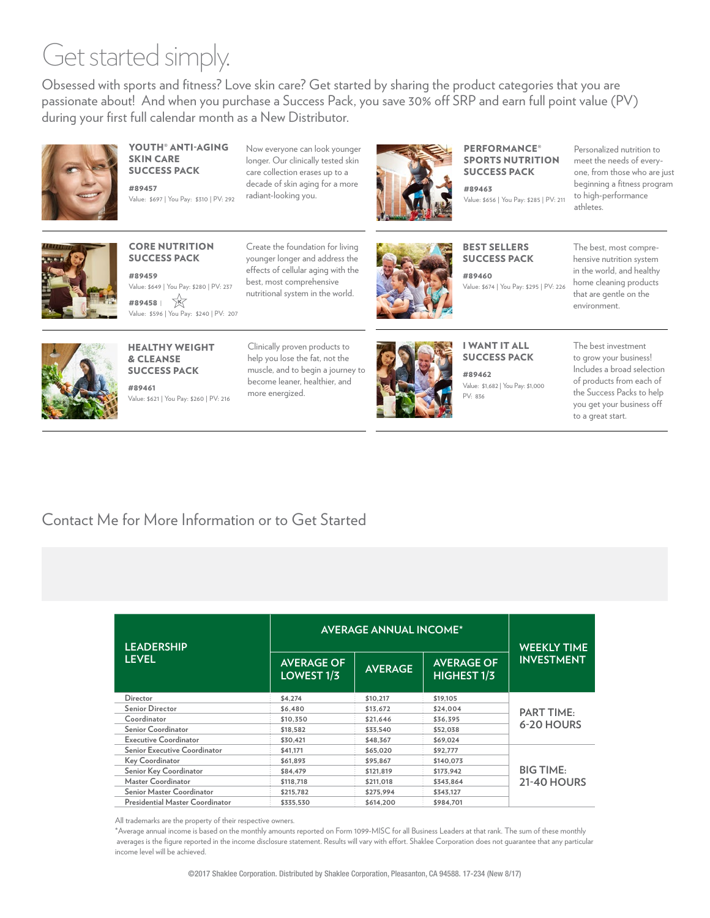# Get started simply.

Obsessed with sports and fitness? Love skin care? Get started by sharing the product categories that you are passionate about! And when you purchase a Success Pack, you save 30% off SRP and earn full point value (PV) during your first full calendar month as a New Distributor.

### YOUTH® ANTI-AGING SKIN CARE SUCCESS PACK

**#89457**
Value: $697 | You Pay: $310 | PV: 292

Now everyone can look younger longer. Our clinically tested skin care collection erases up to a decade of skin aging for a more radiant-looking you.

### PERFORMANCE® SPORTS NUTRITION SUCCESS PACK

**#89463**
Value: $656 | You Pay: $285 | PV: 211

Personalized nutrition to meet the needs of everyone, from those who are just beginning a fitness program to high-performance athletes.

### CORE NUTRITION SUCCESS PACK

**#89459**
Value: $649 | You Pay: $280 | PV: 237

**#89458** |
Value: $596 | You Pay: $240 | PV: 207

Create the foundation for living younger longer and address the effects of cellular aging with the best, most comprehensive nutritional system in the world.

### BEST SELLERS SUCCESS PACK

**#89460**
Value: $674 | You Pay: $295 | PV: 226

The best, most comprehensive nutrition system in the world, and healthy home cleaning products that are gentle on the environment.

### HEALTHY WEIGHT & CLEANSE SUCCESS PACK

**#89461**
Value: $621 | You Pay: $260 | PV: 216

Clinically proven products to help you lose the fat, not the muscle, and to begin a journey to become leaner, healthier, and more energized.

### I WANT IT ALL SUCCESS PACK

**#89462**
Value: $1,682 | You Pay: $1,000
PV: 836

The best investment to grow your business! Includes a broad selection of products from each of the Success Packs to help you get your business off to a great start.

## Contact Me for More Information or to Get Started

| LEADERSHIP LEVEL | AVERAGE ANNUAL INCOME* | | | WEEKLY TIME INVESTMENT |
|---|---|---|---|---|
| | AVERAGE OF LOWEST 1/3 | AVERAGE | AVERAGE OF HIGHEST 1/3 | |
| Director | $4,274 | $10,217 | $19,105 | PART TIME: 6-20 HOURS |
| Senior Director | $6,480 | $13,672 | $24,004 | |
| Coordinator | $10,350 | $21,646 | $36,395 | |
| Senior Coordinator | $18,582 | $33,540 | $52,038 | |
| Executive Coordinator | $30,421 | $48,367 | $69,024 | |
| Senior Executive Coordinator | $41,171 | $65,020 | $92,777 | BIG TIME: 21-40 HOURS |
| Key Coordinator | $61,893 | $95,867 | $140,073 | |
| Senior Key Coordinator | $84,479 | $121,819 | $173,942 | |
| Master Coordinator | $118,718 | $211,018 | $343,864 | |
| Senior Master Coordinator | $215,782 | $275,994 | $343,127 | |
| Presidential Master Coordinator | $335,530 | $614,200 | $984,701 | |

All trademarks are the property of their respective owners.

*Average annual income is based on the monthly amounts reported on Form 1099-MISC for all Business Leaders at that rank. The sum of these monthly averages is the figure reported in the income disclosure statement. Results will vary with effort. Shaklee Corporation does not guarantee that any particular income level will be achieved.

©2017 Shaklee Corporation. Distributed by Shaklee Corporation, Pleasanton, CA 94588. 17-234 (New 8/17)